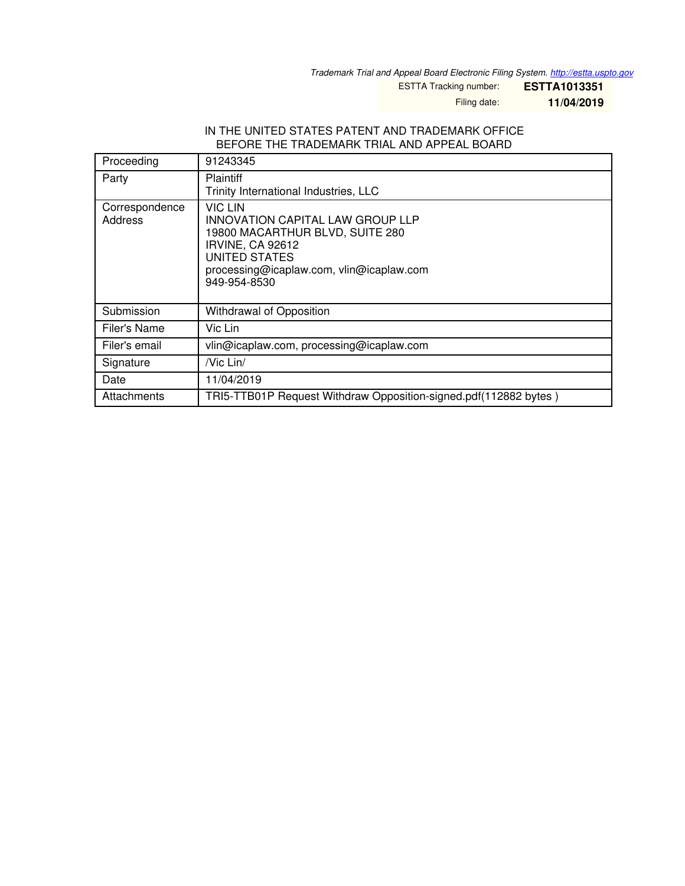*Trademark Trial and Appeal Board Electronic Filing System. http://estta.uspto.gov*

ESTTA Tracking number: **ESTTA1013351**

Filing date: **11/04/2019**

IN THE UNITED STATES PATENT AND TRADEMARK OFFICE
BEFORE THE TRADEMARK TRIAL AND APPEAL BOARD

| Proceeding | 91243345 |
|---|---|
| Party | Plaintiff<br>Trinity International Industries, LLC |
| Correspondence Address | VIC LIN<br>INNOVATION CAPITAL LAW GROUP LLP<br>19800 MACARTHUR BLVD, SUITE 280<br>IRVINE, CA 92612<br>UNITED STATES<br>processing@icaplaw.com, vlin@icaplaw.com<br>949-954-8530 |
| Submission | Withdrawal of Opposition |
| Filer's Name | Vic Lin |
| Filer's email | vlin@icaplaw.com, processing@icaplaw.com |
| Signature | /Vic Lin/ |
| Date | 11/04/2019 |
| Attachments | TRI5-TTB01P Request Withdraw Opposition-signed.pdf(112882 bytes ) |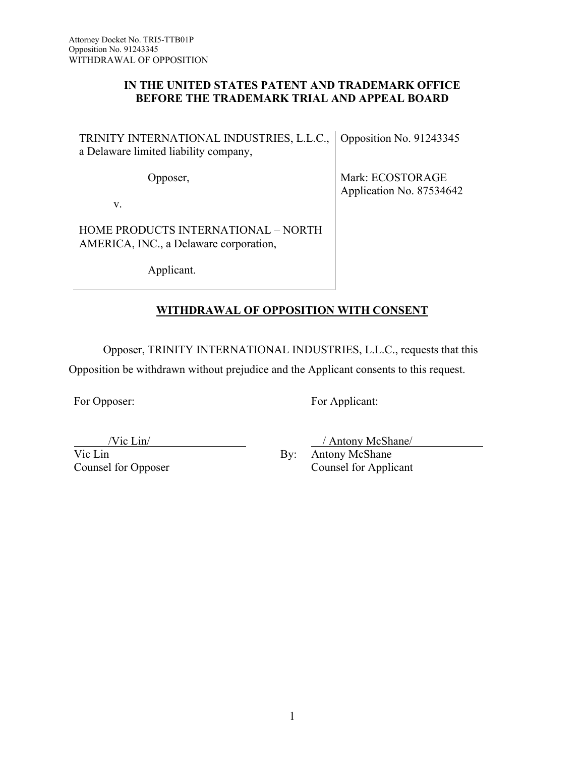Attorney Docket No. TRI5-TTB01P
Opposition No. 91243345
WITHDRAWAL OF OPPOSITION

**IN THE UNITED STATES PATENT AND TRADEMARK OFFICE**
**BEFORE THE TRADEMARK TRIAL AND APPEAL BOARD**

| | |
|---|---|
| TRINITY INTERNATIONAL INDUSTRIES, L.L.C., a Delaware limited liability company,<br><br>Opposer,<br><br>v.<br><br>HOME PRODUCTS INTERNATIONAL – NORTH AMERICA, INC., a Delaware corporation,<br><br>Applicant. | Opposition No. 91243345<br><br>Mark: ECOSTORAGE<br>Application No. 87534642 |

## WITHDRAWAL OF OPPOSITION WITH CONSENT

Opposer, TRINITY INTERNATIONAL INDUSTRIES, L.L.C., requests that this Opposition be withdrawn without prejudice and the Applicant consents to this request.

For Opposer:

/Vic Lin/
Vic Lin
Counsel for Opposer

For Applicant:

/ Antony McShane/
By: Antony McShane
Counsel for Applicant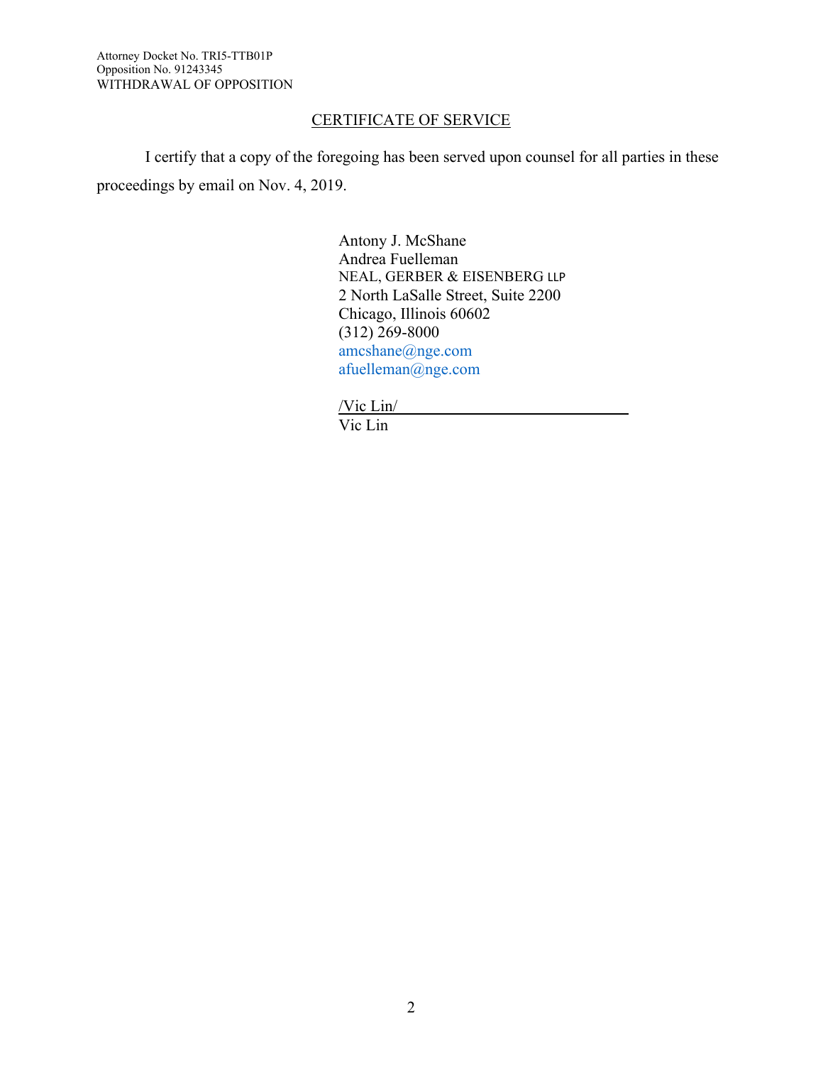Attorney Docket No. TRI5-TTB01P
Opposition No. 91243345
WITHDRAWAL OF OPPOSITION

## CERTIFICATE OF SERVICE

I certify that a copy of the foregoing has been served upon counsel for all parties in these proceedings by email on Nov. 4, 2019.

Antony J. McShane
Andrea Fuelleman
NEAL, GERBER & EISENBERG LLP
2 North LaSalle Street, Suite 2200
Chicago, Illinois 60602
(312) 269-8000
amcshane@nge.com
afuelleman@nge.com

/Vic Lin/
Vic Lin